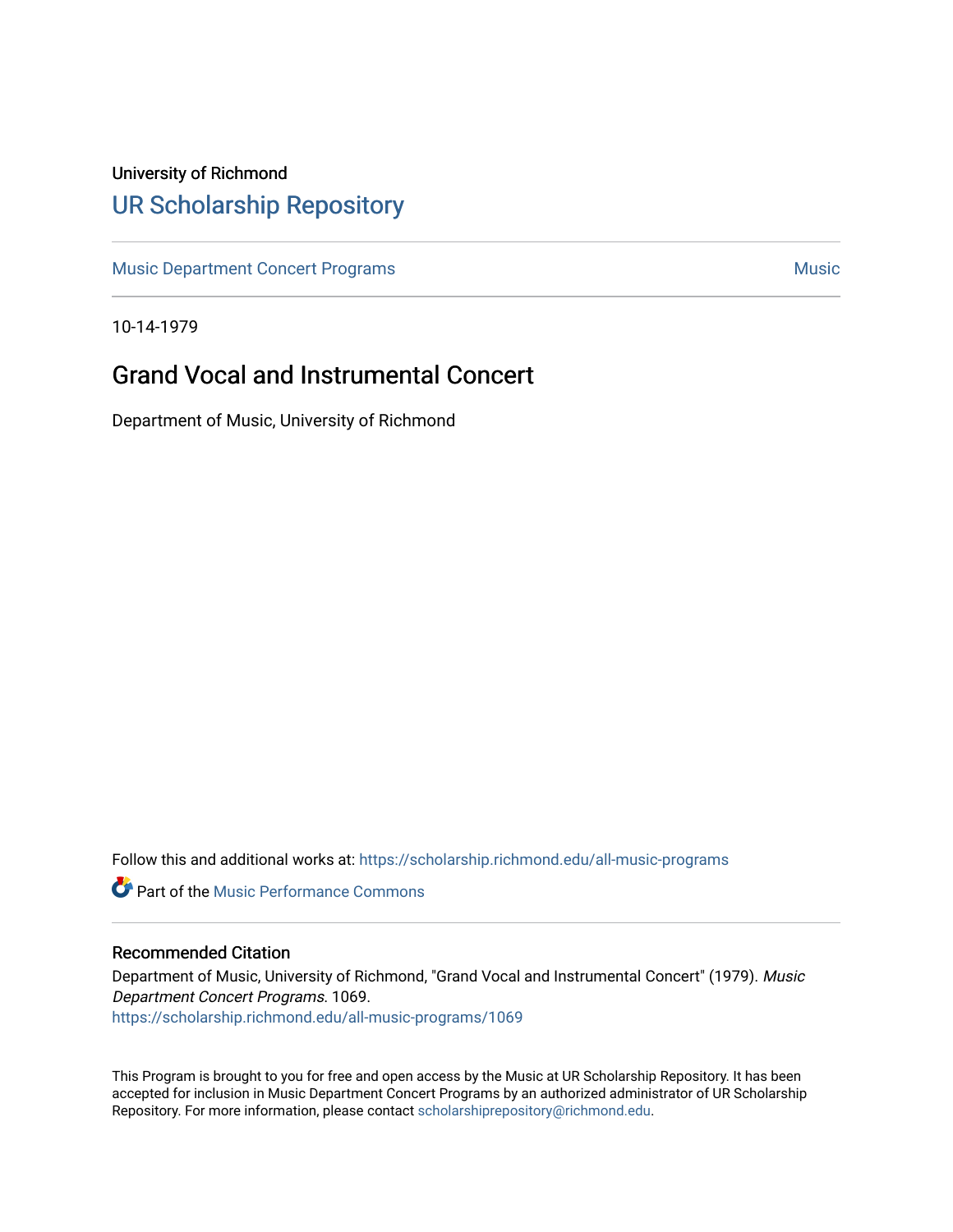University of Richmond

# UR Scholarship Repository

Music Department Concert Programs

Music

10-14-1979

## Grand Vocal and Instrumental Concert

Department of Music, University of Richmond

Follow this and additional works at: https://scholarship.richmond.edu/all-music-programs

Part of the Music Performance Commons

### Recommended Citation

Department of Music, University of Richmond, "Grand Vocal and Instrumental Concert" (1979). *Music Department Concert Programs*. 1069.
https://scholarship.richmond.edu/all-music-programs/1069

This Program is brought to you for free and open access by the Music at UR Scholarship Repository. It has been accepted for inclusion in Music Department Concert Programs by an authorized administrator of UR Scholarship Repository. For more information, please contact scholarshiprepository@richmond.edu.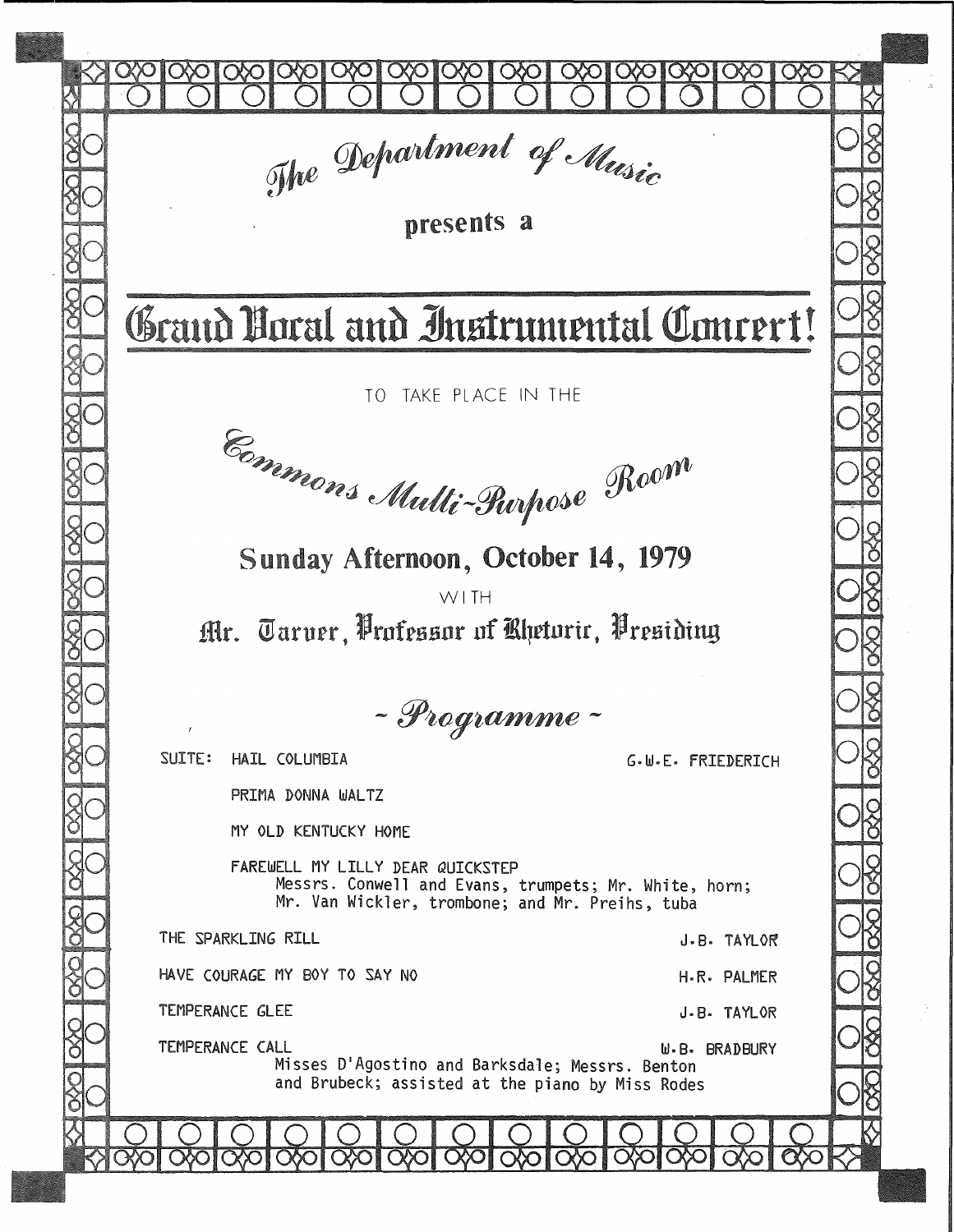*The Department of Music*

**presents a**

# Grand Vocal and Instrumental Concert!

TO TAKE PLACE IN THE

*Commons Multi-Purpose Room*

## Sunday Afternoon, October 14, 1979

WITH

### Mr. Tarver, Professor of Rhetoric, Presiding

## *~ Programme ~*

SUITE: HAIL COLUMBIA — G.W.E. FRIEDERICH

PRIMA DONNA WALTZ

MY OLD KENTUCKY HOME

FAREWELL MY LILLY DEAR QUICKSTEP
Messrs. Conwell and Evans, trumpets; Mr. White, horn; Mr. Van Wickler, trombone; and Mr. Preihs, tuba

THE SPARKLING RILL — J.B. TAYLOR

HAVE COURAGE MY BOY TO SAY NO — H.R. PALMER

TEMPERANCE GLEE — J.B. TAYLOR

TEMPERANCE CALL — W.B. BRADBURY
Misses D'Agostino and Barksdale; Messrs. Benton and Brubeck; assisted at the piano by Miss Rodes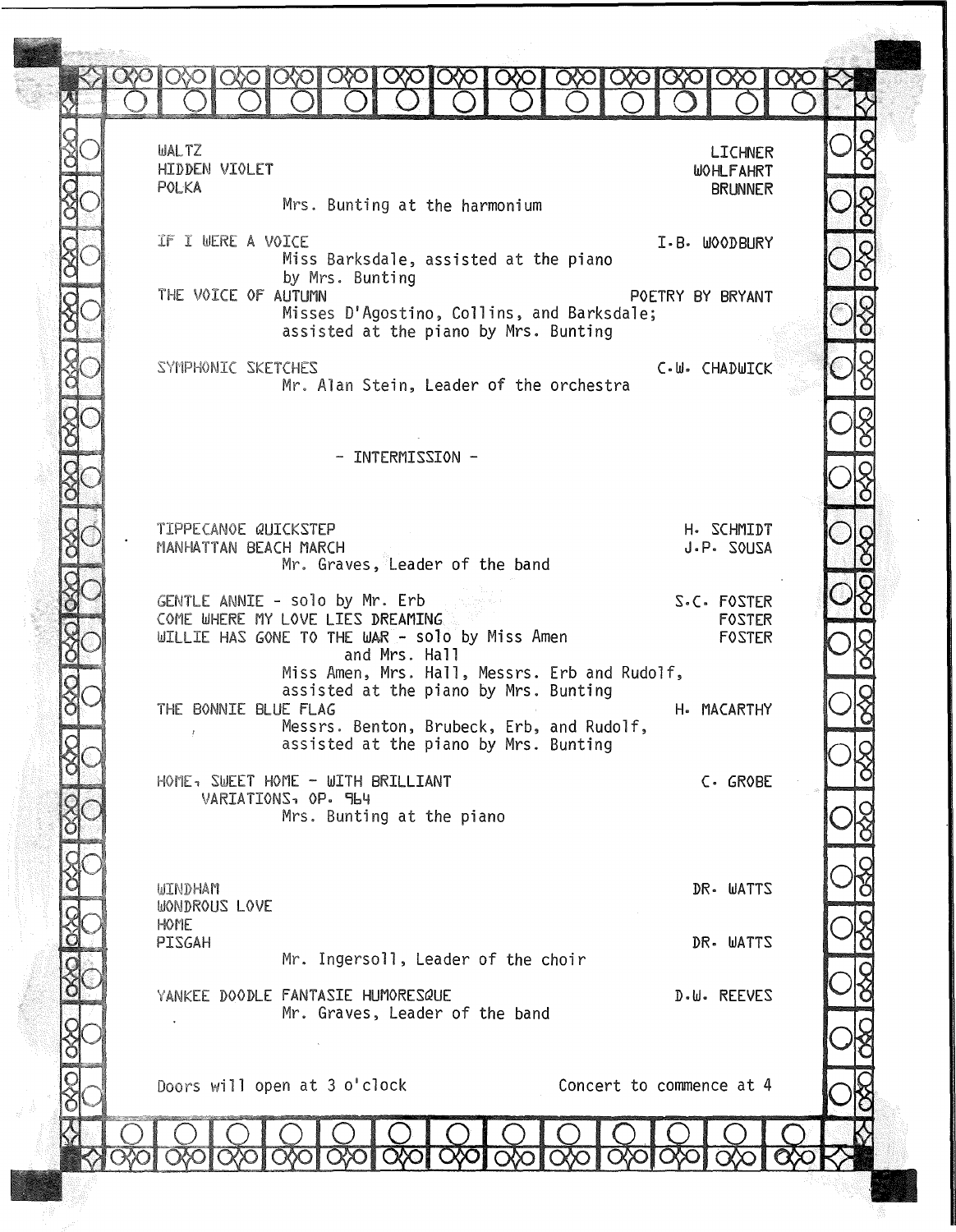WALTZ — LICHNER
HIDDEN VIOLET — WOHLFAHRT
POLKA — BRUNNER

Mrs. Bunting at the harmonium

IF I WERE A VOICE — I.B. WOODBURY

Miss Barksdale, assisted at the piano by Mrs. Bunting

THE VOICE OF AUTUMN — POETRY BY BRYANT

Misses D'Agostino, Collins, and Barksdale; assisted at the piano by Mrs. Bunting

SYMPHONIC SKETCHES — C.W. CHADWICK

Mr. Alan Stein, Leader of the orchestra

\- INTERMISSION -

TIPPECANOE QUICKSTEP — H. SCHMIDT
MANHATTAN BEACH MARCH — J.P. SOUSA

Mr. Graves, Leader of the band

GENTLE ANNIE - solo by Mr. Erb — S.C. FOSTER
COME WHERE MY LOVE LIES DREAMING — FOSTER
WILLIE HAS GONE TO THE WAR - solo by Miss Amen and Mrs. Hall — FOSTER

Miss Amen, Mrs. Hall, Messrs. Erb and Rudolf, assisted at the piano by Mrs. Bunting

THE BONNIE BLUE FLAG — H. MACARTHY

Messrs. Benton, Brubeck, Erb, and Rudolf, assisted at the piano by Mrs. Bunting

HOME, SWEET HOME - WITH BRILLIANT VARIATIONS, OP. 964 — C. GROBE

Mrs. Bunting at the piano

WINDHAM — DR. WATTS
WONDROUS LOVE
HOME
PISGAH — DR. WATTS

Mr. Ingersoll, Leader of the choir

YANKEE DOODLE FANTASIE HUMORESQUE — D.W. REEVES

Mr. Graves, Leader of the band

Doors will open at 3 o'clock — Concert to commence at 4